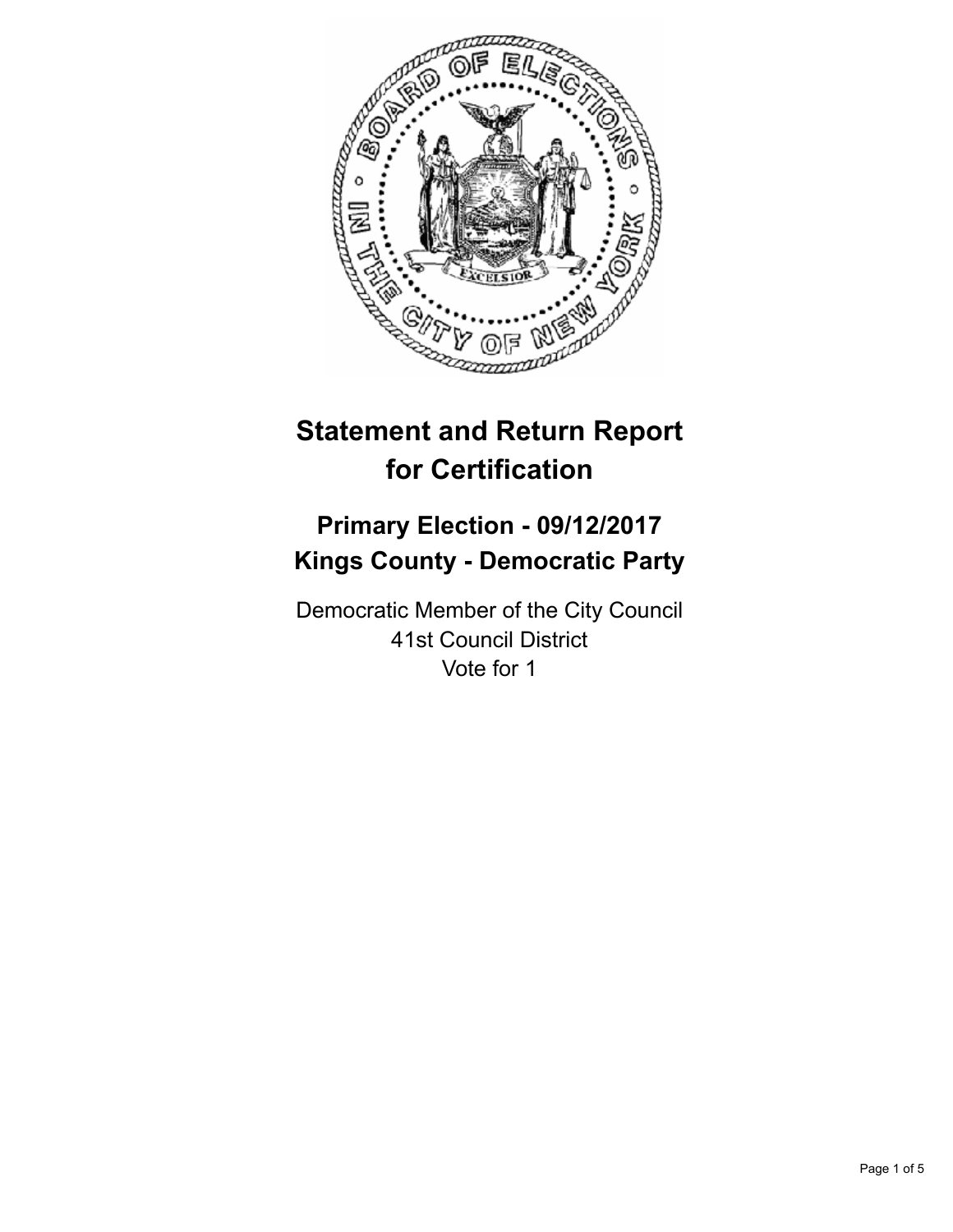# Statement and Return Report for Certification

## Primary Election - 09/12/2017
## Kings County - Democratic Party

Democratic Member of the City Council
41st Council District
Vote for 1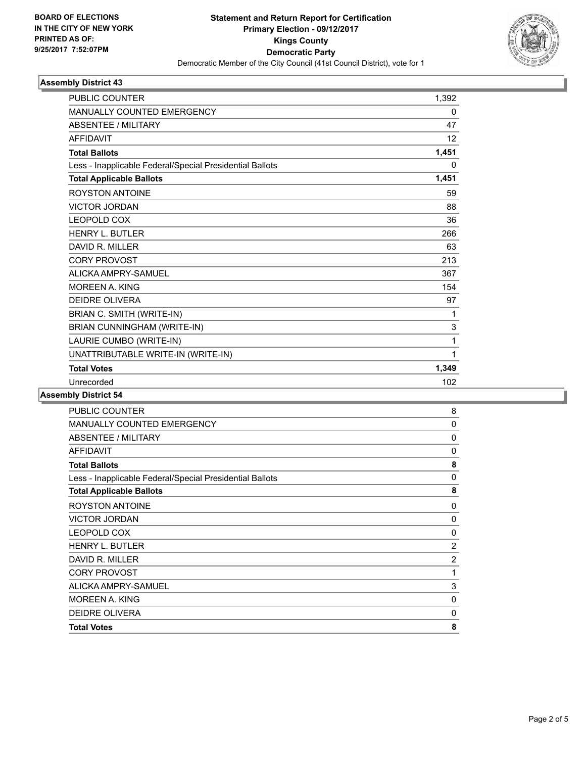**BOARD OF ELECTIONS IN THE CITY OF NEW YORK PRINTED AS OF: 9/25/2017 7:52:07PM**

# Statement and Return Report for Certification
## Primary Election - 09/12/2017
## Kings County
## Democratic Party

Democratic Member of the City Council (41st Council District), vote for 1

### Assembly District 43

| | |
|---|---|
| PUBLIC COUNTER | 1,392 |
| MANUALLY COUNTED EMERGENCY | 0 |
| ABSENTEE / MILITARY | 47 |
| AFFIDAVIT | 12 |
| **Total Ballots** | **1,451** |
| Less - Inapplicable Federal/Special Presidential Ballots | 0 |
| **Total Applicable Ballots** | **1,451** |
| ROYSTON ANTOINE | 59 |
| VICTOR JORDAN | 88 |
| LEOPOLD COX | 36 |
| HENRY L. BUTLER | 266 |
| DAVID R. MILLER | 63 |
| CORY PROVOST | 213 |
| ALICKA AMPRY-SAMUEL | 367 |
| MOREEN A. KING | 154 |
| DEIDRE OLIVERA | 97 |
| BRIAN C. SMITH (WRITE-IN) | 1 |
| BRIAN CUNNINGHAM (WRITE-IN) | 3 |
| LAURIE CUMBO (WRITE-IN) | 1 |
| UNATTRIBUTABLE WRITE-IN (WRITE-IN) | 1 |
| **Total Votes** | **1,349** |
| Unrecorded | 102 |

### Assembly District 54

| | |
|---|---|
| PUBLIC COUNTER | 8 |
| MANUALLY COUNTED EMERGENCY | 0 |
| ABSENTEE / MILITARY | 0 |
| AFFIDAVIT | 0 |
| **Total Ballots** | **8** |
| Less - Inapplicable Federal/Special Presidential Ballots | 0 |
| **Total Applicable Ballots** | **8** |
| ROYSTON ANTOINE | 0 |
| VICTOR JORDAN | 0 |
| LEOPOLD COX | 0 |
| HENRY L. BUTLER | 2 |
| DAVID R. MILLER | 2 |
| CORY PROVOST | 1 |
| ALICKA AMPRY-SAMUEL | 3 |
| MOREEN A. KING | 0 |
| DEIDRE OLIVERA | 0 |
| **Total Votes** | **8** |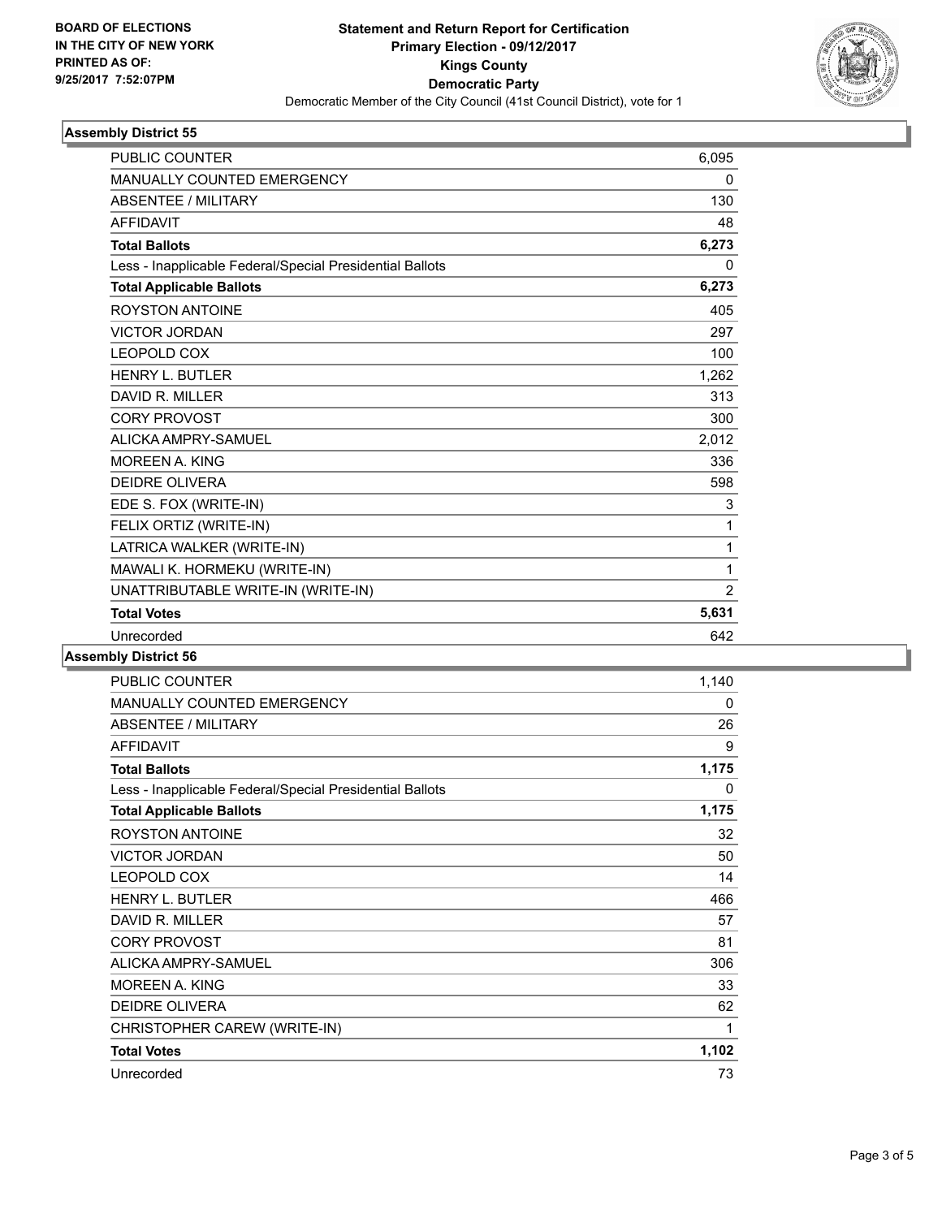BOARD OF ELECTIONS
IN THE CITY OF NEW YORK
PRINTED AS OF:
9/25/2017 7:52:07PM

**Statement and Return Report for Certification**
**Primary Election - 09/12/2017**
**Kings County**
**Democratic Party**
Democratic Member of the City Council (41st Council District), vote for 1

### Assembly District 55

| | |
|---|---|
| PUBLIC COUNTER | 6,095 |
| MANUALLY COUNTED EMERGENCY | 0 |
| ABSENTEE / MILITARY | 130 |
| AFFIDAVIT | 48 |
| **Total Ballots** | **6,273** |
| Less - Inapplicable Federal/Special Presidential Ballots | 0 |
| **Total Applicable Ballots** | **6,273** |
| ROYSTON ANTOINE | 405 |
| VICTOR JORDAN | 297 |
| LEOPOLD COX | 100 |
| HENRY L. BUTLER | 1,262 |
| DAVID R. MILLER | 313 |
| CORY PROVOST | 300 |
| ALICKA AMPRY-SAMUEL | 2,012 |
| MOREEN A. KING | 336 |
| DEIDRE OLIVERA | 598 |
| EDE S. FOX (WRITE-IN) | 3 |
| FELIX ORTIZ (WRITE-IN) | 1 |
| LATRICA WALKER (WRITE-IN) | 1 |
| MAWALI K. HORMEKU (WRITE-IN) | 1 |
| UNATTRIBUTABLE WRITE-IN (WRITE-IN) | 2 |
| **Total Votes** | **5,631** |
| Unrecorded | 642 |

### Assembly District 56

| | |
|---|---|
| PUBLIC COUNTER | 1,140 |
| MANUALLY COUNTED EMERGENCY | 0 |
| ABSENTEE / MILITARY | 26 |
| AFFIDAVIT | 9 |
| **Total Ballots** | **1,175** |
| Less - Inapplicable Federal/Special Presidential Ballots | 0 |
| **Total Applicable Ballots** | **1,175** |
| ROYSTON ANTOINE | 32 |
| VICTOR JORDAN | 50 |
| LEOPOLD COX | 14 |
| HENRY L. BUTLER | 466 |
| DAVID R. MILLER | 57 |
| CORY PROVOST | 81 |
| ALICKA AMPRY-SAMUEL | 306 |
| MOREEN A. KING | 33 |
| DEIDRE OLIVERA | 62 |
| CHRISTOPHER CAREW (WRITE-IN) | 1 |
| **Total Votes** | **1,102** |
| Unrecorded | 73 |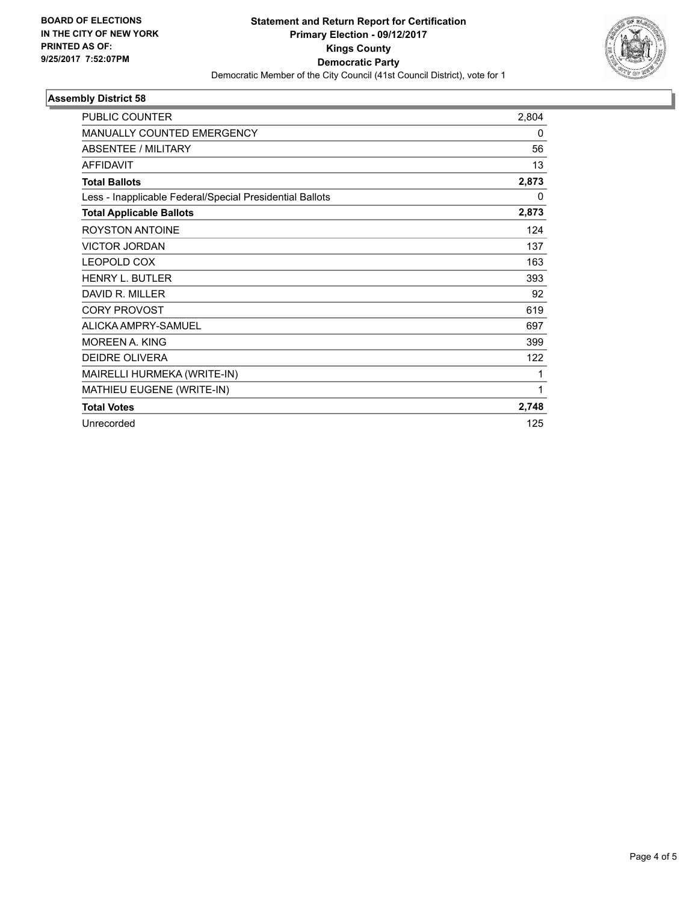**BOARD OF ELECTIONS IN THE CITY OF NEW YORK PRINTED AS OF: 9/25/2017 7:52:07PM**

**Statement and Return Report for Certification**
**Primary Election - 09/12/2017**
**Kings County**
**Democratic Party**
Democratic Member of the City Council (41st Council District), vote for 1

## Assembly District 58

| | |
|---|---|
| PUBLIC COUNTER | 2,804 |
| MANUALLY COUNTED EMERGENCY | 0 |
| ABSENTEE / MILITARY | 56 |
| AFFIDAVIT | 13 |
| **Total Ballots** | **2,873** |
| Less - Inapplicable Federal/Special Presidential Ballots | 0 |
| **Total Applicable Ballots** | **2,873** |
| ROYSTON ANTOINE | 124 |
| VICTOR JORDAN | 137 |
| LEOPOLD COX | 163 |
| HENRY L. BUTLER | 393 |
| DAVID R. MILLER | 92 |
| CORY PROVOST | 619 |
| ALICKA AMPRY-SAMUEL | 697 |
| MOREEN A. KING | 399 |
| DEIDRE OLIVERA | 122 |
| MAIRELLI HURMEKA (WRITE-IN) | 1 |
| MATHIEU EUGENE (WRITE-IN) | 1 |
| **Total Votes** | **2,748** |
| Unrecorded | 125 |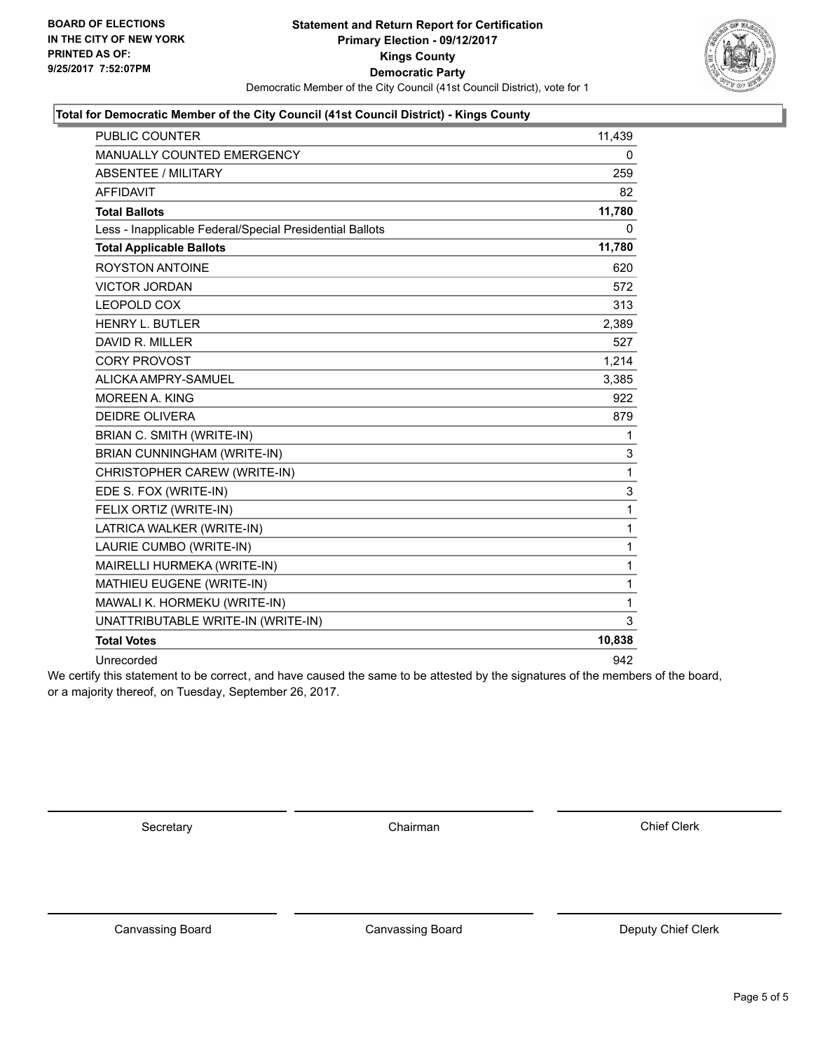**BOARD OF ELECTIONS IN THE CITY OF NEW YORK PRINTED AS OF: 9/25/2017 7:52:07PM**

**Statement and Return Report for Certification Primary Election - 09/12/2017 Kings County Democratic Party**

Democratic Member of the City Council (41st Council District), vote for 1

### Total for Democratic Member of the City Council (41st Council District) - Kings County

| | |
|---|---|
| PUBLIC COUNTER | 11,439 |
| MANUALLY COUNTED EMERGENCY | 0 |
| ABSENTEE / MILITARY | 259 |
| AFFIDAVIT | 82 |
| **Total Ballots** | **11,780** |
| Less - Inapplicable Federal/Special Presidential Ballots | 0 |
| **Total Applicable Ballots** | **11,780** |
| ROYSTON ANTOINE | 620 |
| VICTOR JORDAN | 572 |
| LEOPOLD COX | 313 |
| HENRY L. BUTLER | 2,389 |
| DAVID R. MILLER | 527 |
| CORY PROVOST | 1,214 |
| ALICKA AMPRY-SAMUEL | 3,385 |
| MOREEN A. KING | 922 |
| DEIDRE OLIVERA | 879 |
| BRIAN C. SMITH (WRITE-IN) | 1 |
| BRIAN CUNNINGHAM (WRITE-IN) | 3 |
| CHRISTOPHER CAREW (WRITE-IN) | 1 |
| EDE S. FOX (WRITE-IN) | 3 |
| FELIX ORTIZ (WRITE-IN) | 1 |
| LATRICA WALKER (WRITE-IN) | 1 |
| LAURIE CUMBO (WRITE-IN) | 1 |
| MAIRELLI HURMEKA (WRITE-IN) | 1 |
| MATHIEU EUGENE (WRITE-IN) | 1 |
| MAWALI K. HORMEKU (WRITE-IN) | 1 |
| UNATTRIBUTABLE WRITE-IN (WRITE-IN) | 3 |
| **Total Votes** | **10,838** |
| Unrecorded | 942 |

We certify this statement to be correct, and have caused the same to be attested by the signatures of the members of the board, or a majority thereof, on Tuesday, September 26, 2017.

Secretary

Chairman

Chief Clerk

Canvassing Board

Canvassing Board

Deputy Chief Clerk